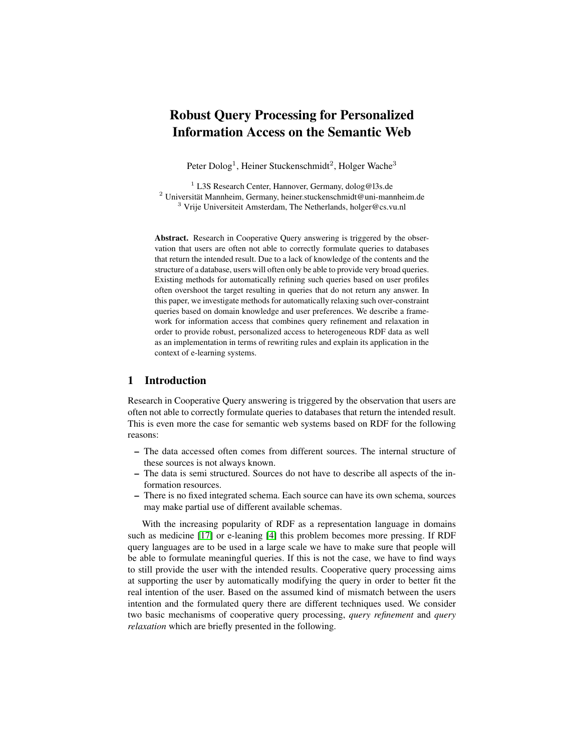# Robust Query Processing for Personalized Information Access on the Semantic Web

Peter Dolog[1], Heiner Stuckenschmidt[2], Holger Wache[3]

[1] L3S Research Center, Hannover, Germany, dolog@l3s.de
[2] Universität Mannheim, Germany, heiner.stuckenschmidt@uni-mannheim.de
[3] Vrije Universiteit Amsterdam, The Netherlands, holger@cs.vu.nl

**Abstract.** Research in Cooperative Query answering is triggered by the observation that users are often not able to correctly formulate queries to databases that return the intended result. Due to a lack of knowledge of the contents and the structure of a database, users will often only be able to provide very broad queries. Existing methods for automatically refining such queries based on user profiles often overshoot the target resulting in queries that do not return any answer. In this paper, we investigate methods for automatically relaxing such over-constraint queries based on domain knowledge and user preferences. We describe a framework for information access that combines query refinement and relaxation in order to provide robust, personalized access to heterogeneous RDF data as well as an implementation in terms of rewriting rules and explain its application in the context of e-learning systems.

## 1 Introduction

Research in Cooperative Query answering is triggered by the observation that users are often not able to correctly formulate queries to databases that return the intended result. This is even more the case for semantic web systems based on RDF for the following reasons:

- The data accessed often comes from different sources. The internal structure of these sources is not always known.
- The data is semi structured. Sources do not have to describe all aspects of the information resources.
- There is no fixed integrated schema. Each source can have its own schema, sources may make partial use of different available schemas.

With the increasing popularity of RDF as a representation language in domains such as medicine [17] or e-leaning [4] this problem becomes more pressing. If RDF query languages are to be used in a large scale we have to make sure that people will be able to formulate meaningful queries. If this is not the case, we have to find ways to still provide the user with the intended results. Cooperative query processing aims at supporting the user by automatically modifying the query in order to better fit the real intention of the user. Based on the assumed kind of mismatch between the users intention and the formulated query there are different techniques used. We consider two basic mechanisms of cooperative query processing, *query refinement* and *query relaxation* which are briefly presented in the following.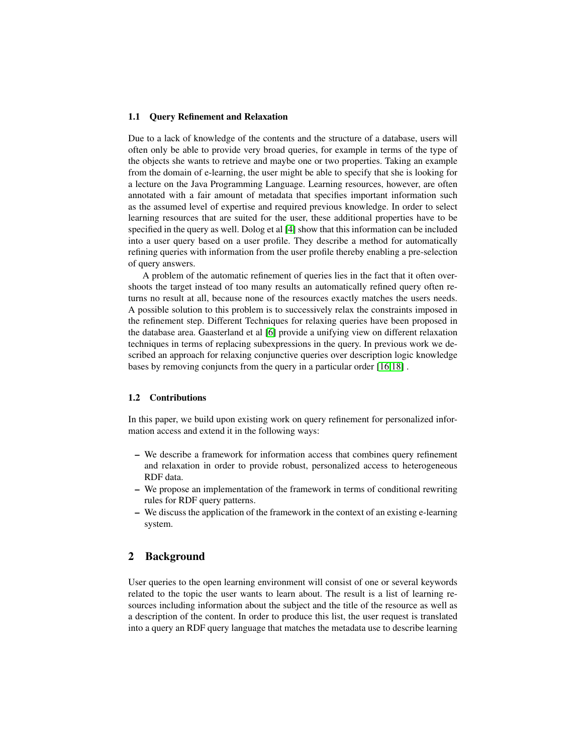### 1.1 Query Refinement and Relaxation

Due to a lack of knowledge of the contents and the structure of a database, users will often only be able to provide very broad queries, for example in terms of the type of the objects she wants to retrieve and maybe one or two properties. Taking an example from the domain of e-learning, the user might be able to specify that she is looking for a lecture on the Java Programming Language. Learning resources, however, are often annotated with a fair amount of metadata that specifies important information such as the assumed level of expertise and required previous knowledge. In order to select learning resources that are suited for the user, these additional properties have to be specified in the query as well. Dolog et al [4] show that this information can be included into a user query based on a user profile. They describe a method for automatically refining queries with information from the user profile thereby enabling a pre-selection of query answers.

A problem of the automatic refinement of queries lies in the fact that it often overshoots the target instead of too many results an automatically refined query often returns no result at all, because none of the resources exactly matches the users needs. A possible solution to this problem is to successively relax the constraints imposed in the refinement step. Different Techniques for relaxing queries have been proposed in the database area. Gaasterland et al [6] provide a unifying view on different relaxation techniques in terms of replacing subexpressions in the query. In previous work we described an approach for relaxing conjunctive queries over description logic knowledge bases by removing conjuncts from the query in a particular order [16,18] .

### 1.2 Contributions

In this paper, we build upon existing work on query refinement for personalized information access and extend it in the following ways:

- We describe a framework for information access that combines query refinement and relaxation in order to provide robust, personalized access to heterogeneous RDF data.
- We propose an implementation of the framework in terms of conditional rewriting rules for RDF query patterns.
- We discuss the application of the framework in the context of an existing e-learning system.

## 2 Background

User queries to the open learning environment will consist of one or several keywords related to the topic the user wants to learn about. The result is a list of learning resources including information about the subject and the title of the resource as well as a description of the content. In order to produce this list, the user request is translated into a query an RDF query language that matches the metadata use to describe learning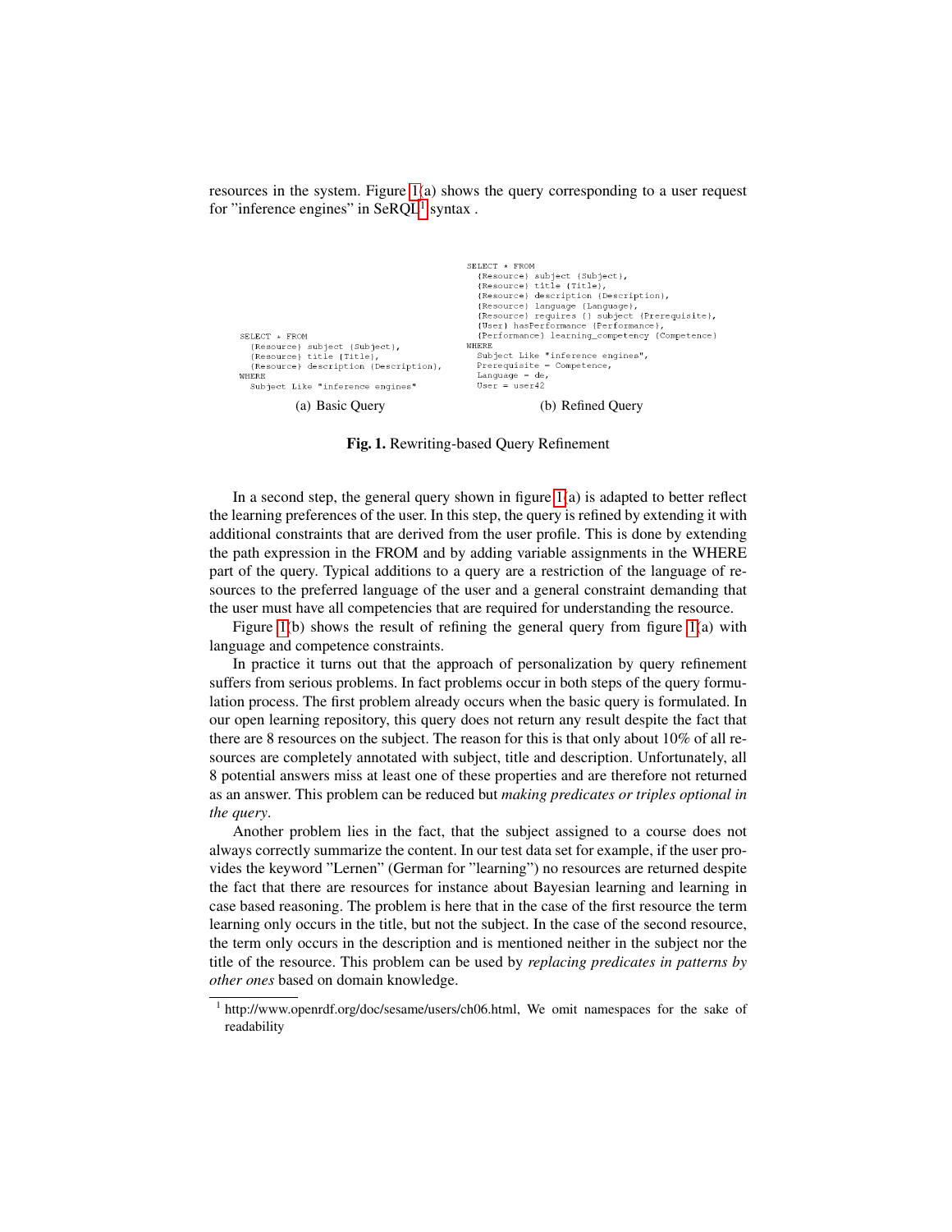resources in the system. Figure 1(a) shows the query corresponding to a user request for "inference engines" in SeRQL[1] syntax .

```
SELECT * FROM
  {Resource} subject {Subject},
  {Resource} title {Title},
  {Resource} description {Description},
WHERE
  Subject Like "inference engines"
```

(a) Basic Query

```
SELECT * FROM
  {Resource} subject {Subject},
  {Resource} title {Title},
  {Resource} description {Description},
  {Resource} language {Language},
  {Resource} requires {} subject {Prerequisite},
  {User} hasPerformance {Performance},
  {Performance} learning_competency {Competence}
WHERE
  Subject Like "inference engines",
  Prerequisite = Competence,
  Language = de,
  User = user42
```

(b) Refined Query

**Fig. 1.** Rewriting-based Query Refinement

In a second step, the general query shown in figure 1(a) is adapted to better reflect the learning preferences of the user. In this step, the query is refined by extending it with additional constraints that are derived from the user profile. This is done by extending the path expression in the FROM and by adding variable assignments in the WHERE part of the query. Typical additions to a query are a restriction of the language of resources to the preferred language of the user and a general constraint demanding that the user must have all competencies that are required for understanding the resource.

Figure 1(b) shows the result of refining the general query from figure 1(a) with language and competence constraints.

In practice it turns out that the approach of personalization by query refinement suffers from serious problems. In fact problems occur in both steps of the query formulation process. The first problem already occurs when the basic query is formulated. In our open learning repository, this query does not return any result despite the fact that there are 8 resources on the subject. The reason for this is that only about 10% of all resources are completely annotated with subject, title and description. Unfortunately, all 8 potential answers miss at least one of these properties and are therefore not returned as an answer. This problem can be reduced but *making predicates or triples optional in the query*.

Another problem lies in the fact, that the subject assigned to a course does not always correctly summarize the content. In our test data set for example, if the user provides the keyword "Lernen" (German for "learning") no resources are returned despite the fact that there are resources for instance about Bayesian learning and learning in case based reasoning. The problem is here that in the case of the first resource the term learning only occurs in the title, but not the subject. In the case of the second resource, the term only occurs in the description and is mentioned neither in the subject nor the title of the resource. This problem can be used by *replacing predicates in patterns by other ones* based on domain knowledge.

[1] http://www.openrdf.org/doc/sesame/users/ch06.html, We omit namespaces for the sake of readability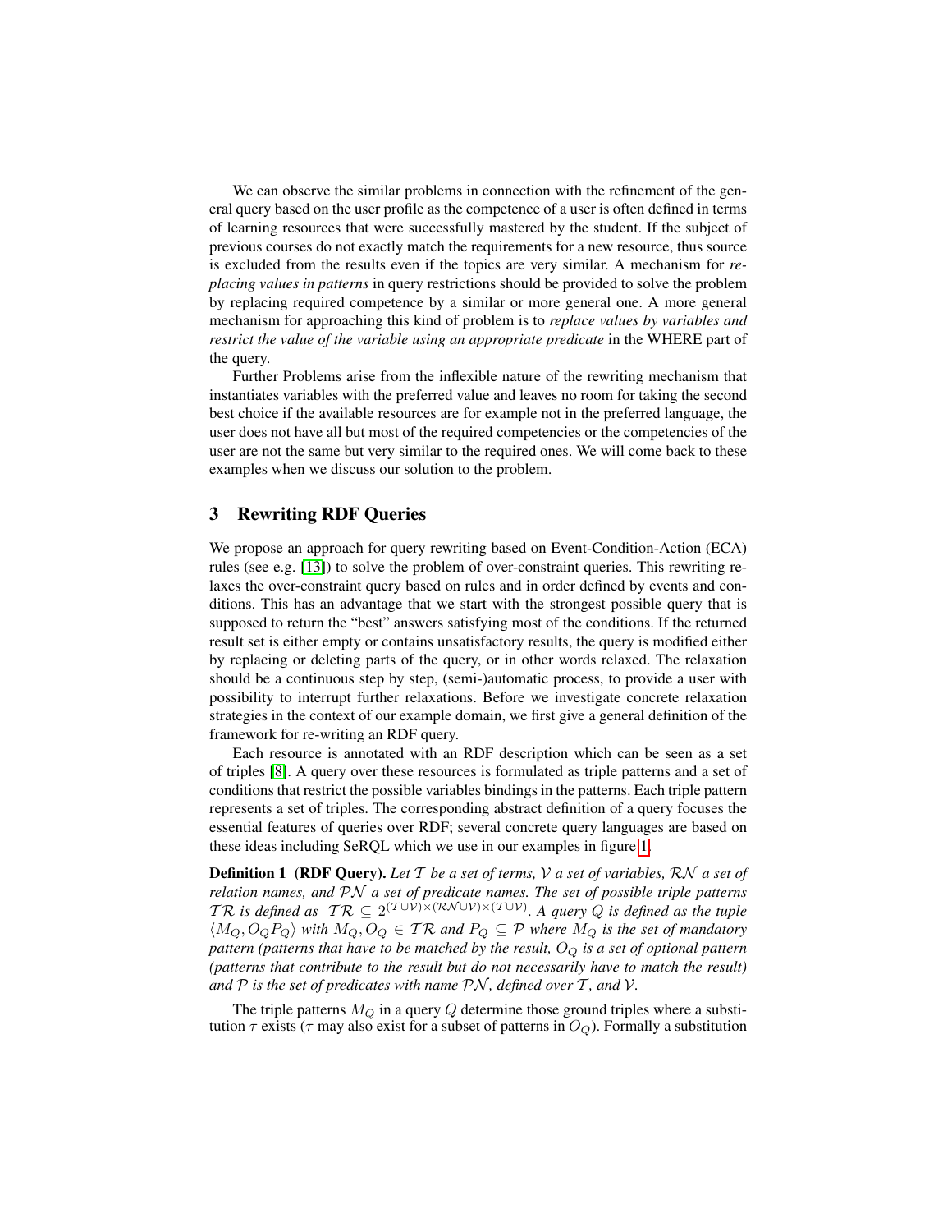We can observe the similar problems in connection with the refinement of the general query based on the user profile as the competence of a user is often defined in terms of learning resources that were successfully mastered by the student. If the subject of previous courses do not exactly match the requirements for a new resource, thus source is excluded from the results even if the topics are very similar. A mechanism for *replacing values in patterns* in query restrictions should be provided to solve the problem by replacing required competence by a similar or more general one. A more general mechanism for approaching this kind of problem is to *replace values by variables and restrict the value of the variable using an appropriate predicate* in the WHERE part of the query.

Further Problems arise from the inflexible nature of the rewriting mechanism that instantiates variables with the preferred value and leaves no room for taking the second best choice if the available resources are for example not in the preferred language, the user does not have all but most of the required competencies or the competencies of the user are not the same but very similar to the required ones. We will come back to these examples when we discuss our solution to the problem.

## 3 Rewriting RDF Queries

We propose an approach for query rewriting based on Event-Condition-Action (ECA) rules (see e.g. [13]) to solve the problem of over-constraint queries. This rewriting relaxes the over-constraint query based on rules and in order defined by events and conditions. This has an advantage that we start with the strongest possible query that is supposed to return the "best" answers satisfying most of the conditions. If the returned result set is either empty or contains unsatisfactory results, the query is modified either by replacing or deleting parts of the query, or in other words relaxed. The relaxation should be a continuous step by step, (semi-)automatic process, to provide a user with possibility to interrupt further relaxations. Before we investigate concrete relaxation strategies in the context of our example domain, we first give a general definition of the framework for re-writing an RDF query.

Each resource is annotated with an RDF description which can be seen as a set of triples [8]. A query over these resources is formulated as triple patterns and a set of conditions that restrict the possible variables bindings in the patterns. Each triple pattern represents a set of triples. The corresponding abstract definition of a query focuses the essential features of queries over RDF; several concrete query languages are based on these ideas including SeRQL which we use in our examples in figure 1.

**Definition 1 (RDF Query).** *Let $\mathcal{T}$ be a set of terms, $\mathcal{V}$ a set of variables, $\mathcal{RN}$ a set of relation names, and $\mathcal{PN}$ a set of predicate names. The set of possible triple patterns $\mathcal{TR}$ is defined as $\mathcal{TR} \subseteq 2^{(\mathcal{T}\cup\mathcal{V})\times(\mathcal{RN}\cup\mathcal{V})\times(\mathcal{T}\cup\mathcal{V})}$. A query $Q$ is defined as the tuple $\langle M_Q, O_Q P_Q\rangle$ with $M_Q, O_Q \in \mathcal{TR}$ and $P_Q \subseteq \mathcal{P}$ where $M_Q$ is the set of mandatory pattern (patterns that have to be matched by the result, $O_Q$ is a set of optional pattern (patterns that contribute to the result but do not necessarily have to match the result) and $\mathcal{P}$ is the set of predicates with name $\mathcal{PN}$, defined over $\mathcal{T}$, and $\mathcal{V}$.*

The triple patterns $M_Q$ in a query $Q$ determine those ground triples where a substitution $\tau$ exists ($\tau$ may also exist for a subset of patterns in $O_Q$). Formally a substitution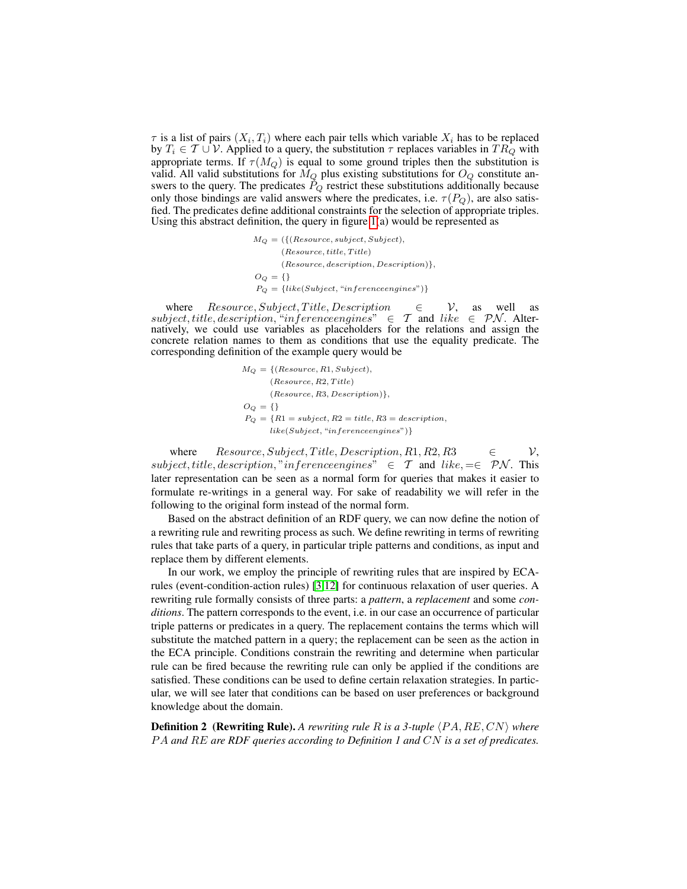$\tau$ is a list of pairs $(X_i, T_i)$ where each pair tells which variable $X_i$ has to be replaced by $T_i \in \mathcal{T} \cup \mathcal{V}$. Applied to a query, the substitution $\tau$ replaces variables in $TR_Q$ with appropriate terms. If $\tau(M_Q)$ is equal to some ground triples then the substitution is valid. All valid substitutions for $M_Q$ plus existing substitutions for $O_Q$ constitute answers to the query. The predicates $P_Q$ restrict these substitutions additionally because only those bindings are valid answers where the predicates, i.e. $\tau(P_Q)$, are also satisfied. The predicates define additional constraints for the selection of appropriate triples. Using this abstract definition, the query in figure 1(a) would be represented as

$$
\begin{aligned}
M_Q &= (\{(Resource, subject, Subject),\\
&\quad (Resource, title, Title)\\
&\quad (Resource, description, Description)\},\\
O_Q &= \{\}\\
P_Q &= \{like(Subject, \text{"}inferenceengines\text{"})\}
\end{aligned}
$$

where $Resource, Subject, Title, Description \in \mathcal{V}$, as well as $subject, title, description, \text{"}inferenceengines\text{"} \in \mathcal{T}$ and $like \in \mathcal{PN}$. Alternatively, we could use variables as placeholders for the relations and assign the concrete relation names to them as conditions that use the equality predicate. The corresponding definition of the example query would be

$$
\begin{aligned}
M_Q &= \{(Resource, R1, Subject),\\
&\quad (Resource, R2, Title)\\
&\quad (Resource, R3, Description)\},\\
O_Q &= \{\}\\
P_Q &= \{R1 = subject, R2 = title, R3 = description,\\
&\quad like(Subject, \text{"}inferenceengines\text{"})\}
\end{aligned}
$$

where $Resource, Subject, Title, Description, R1, R2, R3 \in \mathcal{V}$, $subject, title, description, \text{"}inferenceengines\text{"} \in \mathcal{T}$ and $like, = \in \mathcal{PN}$. This later representation can be seen as a normal form for queries that makes it easier to formulate re-writings in a general way. For sake of readability we will refer in the following to the original form instead of the normal form.

Based on the abstract definition of an RDF query, we can now define the notion of a rewriting rule and rewriting process as such. We define rewriting in terms of rewriting rules that take parts of a query, in particular triple patterns and conditions, as input and replace them by different elements.

In our work, we employ the principle of rewriting rules that are inspired by ECA-rules (event-condition-action rules) [3,12] for continuous relaxation of user queries. A rewriting rule formally consists of three parts: a *pattern*, a *replacement* and some *conditions*. The pattern corresponds to the event, i.e. in our case an occurrence of particular triple patterns or predicates in a query. The replacement contains the terms which will substitute the matched pattern in a query; the replacement can be seen as the action in the ECA principle. Conditions constrain the rewriting and determine when particular rule can be fired because the rewriting rule can only be applied if the conditions are satisfied. These conditions can be used to define certain relaxation strategies. In particular, we will see later that conditions can be based on user preferences or background knowledge about the domain.

**Definition 2 (Rewriting Rule).** *A rewriting rule $R$ is a 3-tuple $\langle PA, RE, CN \rangle$ where $PA$ and $RE$ are RDF queries according to Definition 1 and $CN$ is a set of predicates.*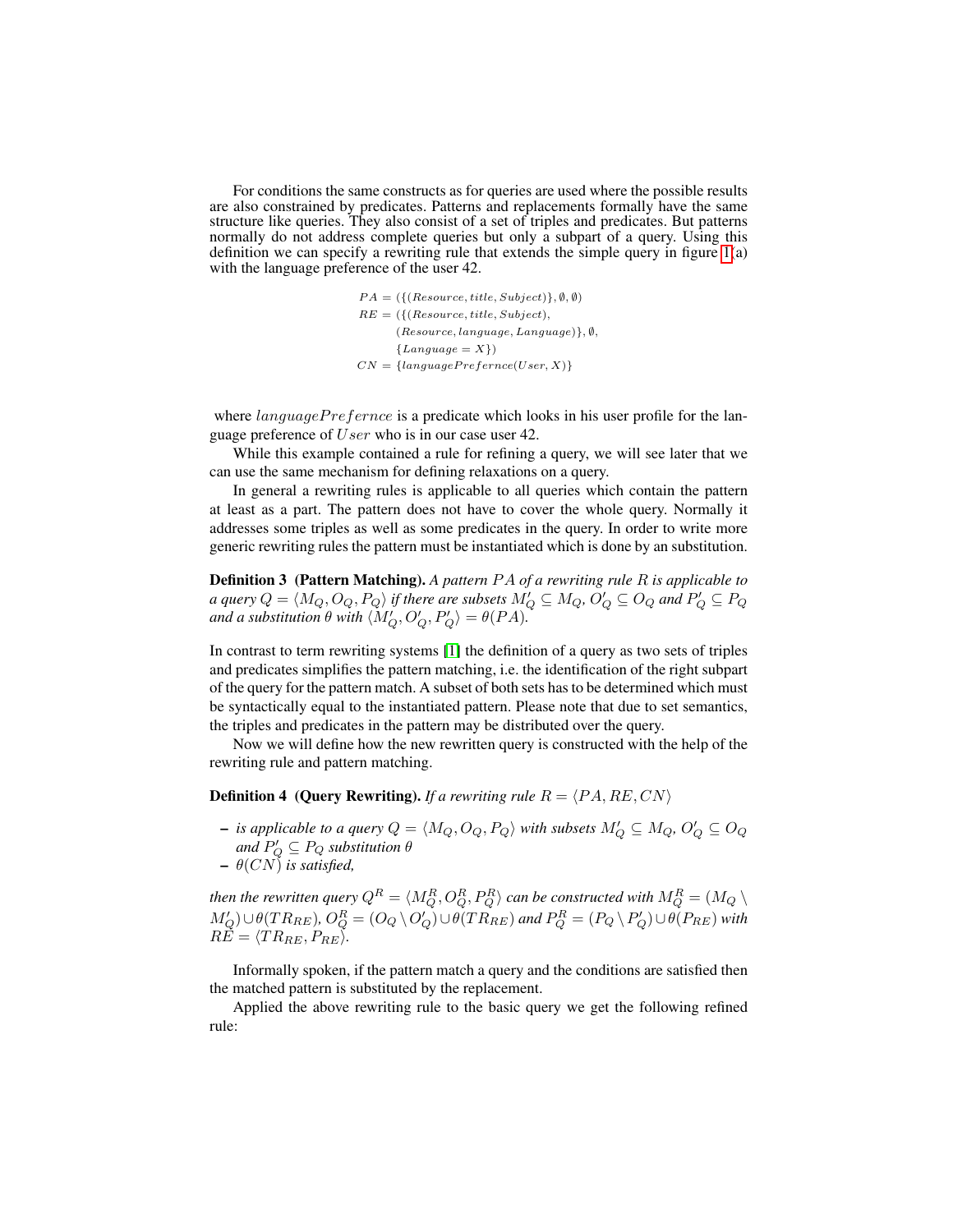For conditions the same constructs as for queries are used where the possible results are also constrained by predicates. Patterns and replacements formally have the same structure like queries. They also consist of a set of triples and predicates. But patterns normally do not address complete queries but only a subpart of a query. Using this definition we can specify a rewriting rule that extends the simple query in figure 1(a) with the language preference of the user 42.

$$
\begin{aligned}
PA &= (\{(Resource, title, Subject)\}, \emptyset, \emptyset) \\
RE &= (\{(Resource, title, Subject), \\
&\quad (Resource, language, Language)\}, \emptyset, \\
&\quad \{Language = X\}) \\
CN &= \{languagePrefernce(User, X)\}
\end{aligned}
$$

where $languagePrefernce$ is a predicate which looks in his user profile for the language preference of $User$ who is in our case user 42.

While this example contained a rule for refining a query, we will see later that we can use the same mechanism for defining relaxations on a query.

In general a rewriting rules is applicable to all queries which contain the pattern at least as a part. The pattern does not have to cover the whole query. Normally it addresses some triples as well as some predicates in the query. In order to write more generic rewriting rules the pattern must be instantiated which is done by an substitution.

**Definition 3 (Pattern Matching).** *A pattern $PA$ of a rewriting rule $R$ is applicable to a query $Q = \langle M_Q, O_Q, P_Q \rangle$ if there are subsets $M'_Q \subseteq M_Q$, $O'_Q \subseteq O_Q$ and $P'_Q \subseteq P_Q$ and a substitution $\theta$ with $\langle M'_Q, O'_Q, P'_Q \rangle = \theta(PA)$.*

In contrast to term rewriting systems [1] the definition of a query as two sets of triples and predicates simplifies the pattern matching, i.e. the identification of the right subpart of the query for the pattern match. A subset of both sets has to be determined which must be syntactically equal to the instantiated pattern. Please note that due to set semantics, the triples and predicates in the pattern may be distributed over the query.

Now we will define how the new rewritten query is constructed with the help of the rewriting rule and pattern matching.

**Definition 4 (Query Rewriting).** *If a rewriting rule $R = \langle PA, RE, CN \rangle$*

- *is applicable to a query $Q = \langle M_Q, O_Q, P_Q \rangle$ with subsets $M'_Q \subseteq M_Q$, $O'_Q \subseteq O_Q$ and $P'_Q \subseteq P_Q$ substitution $\theta$*
- *$\theta(CN)$ is satisfied,*

*then the rewritten query $Q^R = \langle M^R_Q, O^R_Q, P^R_Q \rangle$ can be constructed with $M^R_Q = (M_Q \setminus M'_Q) \cup \theta(TR_{RE})$, $O^R_Q = (O_Q \setminus O'_Q) \cup \theta(TR_{RE})$ and $P^R_Q = (P_Q \setminus P'_Q) \cup \theta(P_{RE})$ with $RE = \langle TR_{RE}, P_{RE} \rangle$.*

Informally spoken, if the pattern match a query and the conditions are satisfied then the matched pattern is substituted by the replacement.

Applied the above rewriting rule to the basic query we get the following refined rule: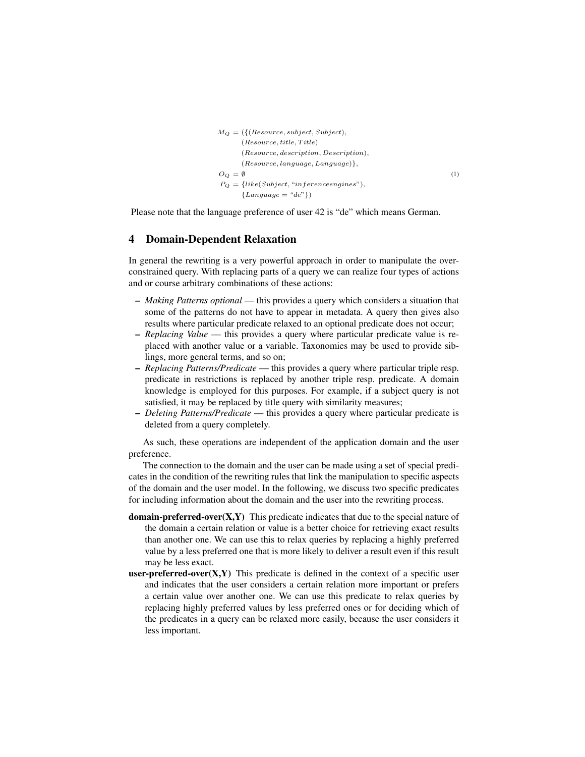$$
\begin{aligned}
M_Q &= (\{(Resource, subject, Subject), \\
&\quad (Resource, title, Title) \\
&\quad (Resource, description, Description), \\
&\quad (Resource, language, Language)\}, \\
O_Q &= \emptyset \\
P_Q &= \{like(Subject, \text{“}inferenceengines\text{”}), \\
&\quad \{Language = \text{“}de\text{”}\})
\end{aligned} \tag{1}
$$

Please note that the language preference of user 42 is “de” which means German.

## 4 Domain-Dependent Relaxation

In general the rewriting is a very powerful approach in order to manipulate the over-constrained query. With replacing parts of a query we can realize four types of actions and or course arbitrary combinations of these actions:

- *Making Patterns optional* — this provides a query which considers a situation that some of the patterns do not have to appear in metadata. A query then gives also results where particular predicate relaxed to an optional predicate does not occur;
- *Replacing Value* — this provides a query where particular predicate value is replaced with another value or a variable. Taxonomies may be used to provide siblings, more general terms, and so on;
- *Replacing Patterns/Predicate* — this provides a query where particular triple resp. predicate in restrictions is replaced by another triple resp. predicate. A domain knowledge is employed for this purposes. For example, if a subject query is not satisfied, it may be replaced by title query with similarity measures;
- *Deleting Patterns/Predicate* — this provides a query where particular predicate is deleted from a query completely.

As such, these operations are independent of the application domain and the user preference.

The connection to the domain and the user can be made using a set of special predicates in the condition of the rewriting rules that link the manipulation to specific aspects of the domain and the user model. In the following, we discuss two specific predicates for including information about the domain and the user into the rewriting process.

**domain-preferred-over(X,Y)** This predicate indicates that due to the special nature of the domain a certain relation or value is a better choice for retrieving exact results than another one. We can use this to relax queries by replacing a highly preferred value by a less preferred one that is more likely to deliver a result even if this result may be less exact.

**user-preferred-over(X,Y)** This predicate is defined in the context of a specific user and indicates that the user considers a certain relation more important or prefers a certain value over another one. We can use this predicate to relax queries by replacing highly preferred values by less preferred ones or for deciding which of the predicates in a query can be relaxed more easily, because the user considers it less important.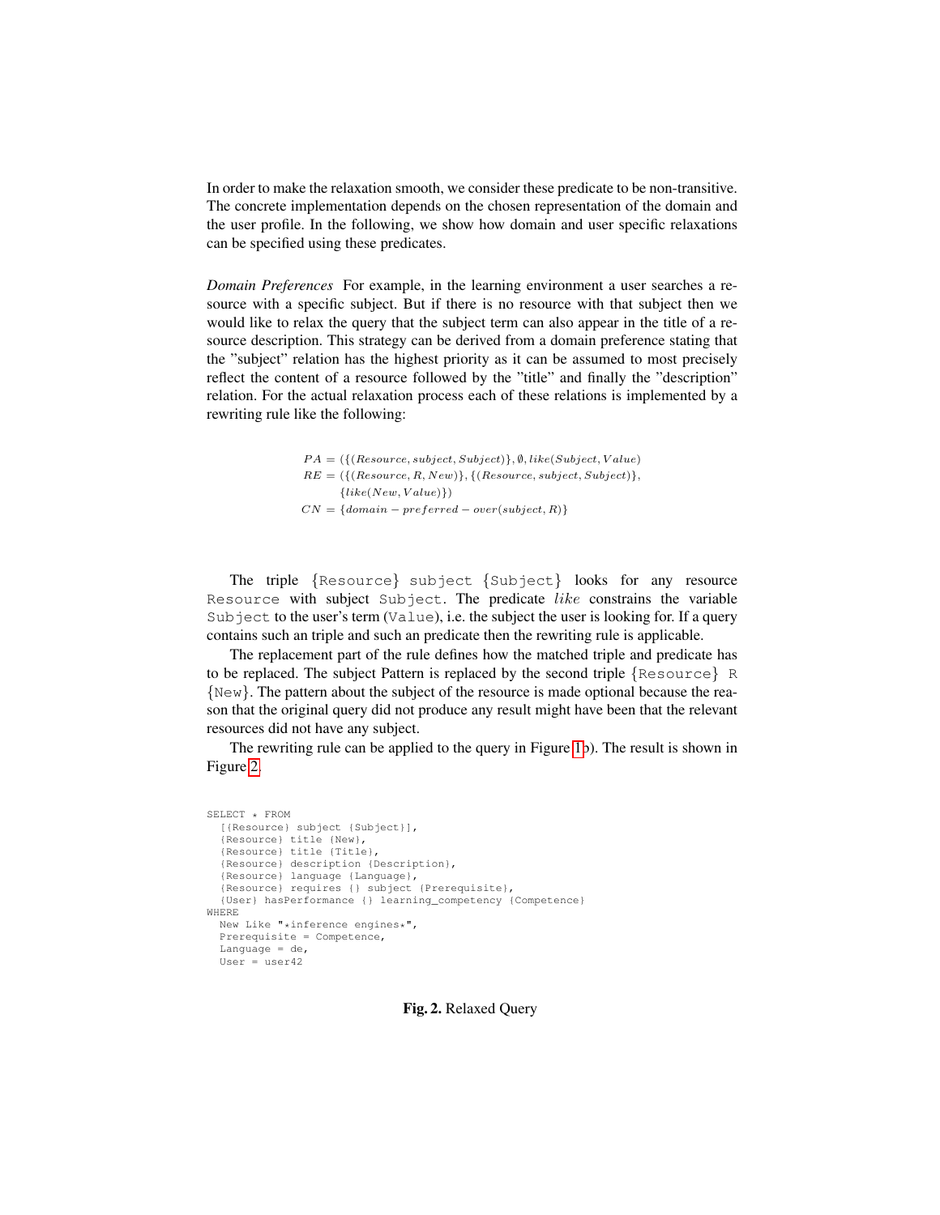In order to make the relaxation smooth, we consider these predicate to be non-transitive. The concrete implementation depends on the chosen representation of the domain and the user profile. In the following, we show how domain and user specific relaxations can be specified using these predicates.

*Domain Preferences* For example, in the learning environment a user searches a resource with a specific subject. But if there is no resource with that subject then we would like to relax the query that the subject term can also appear in the title of a resource description. This strategy can be derived from a domain preference stating that the "subject" relation has the highest priority as it can be assumed to most precisely reflect the content of a resource followed by the "title" and finally the "description" relation. For the actual relaxation process each of these relations is implemented by a rewriting rule like the following:

$$
\begin{aligned}
PA &= (\{(Resource, subject, Subject)\}, \emptyset, like(Subject, Value) \\
RE &= (\{(Resource, R, New)\}, \{(Resource, subject, Subject)\}, \\
&\quad \{like(New, Value)\}) \\
CN &= \{domain-preferred-over(subject, R)\}
\end{aligned}
$$

The triple {Resource} subject {Subject} looks for any resource Resource with subject Subject. The predicate $like$ constrains the variable Subject to the user's term (Value), i.e. the subject the user is looking for. If a query contains such an triple and such an predicate then the rewriting rule is applicable.

The replacement part of the rule defines how the matched triple and predicate has to be replaced. The subject Pattern is replaced by the second triple {Resource} R {New}. The pattern about the subject of the resource is made optional because the reason that the original query did not produce any result might have been that the relevant resources did not have any subject.

The rewriting rule can be applied to the query in Figure 1b). The result is shown in Figure 2.

```
SELECT * FROM
  [{Resource} subject {Subject}],
  {Resource} title {New},
  {Resource} title {Title},
  {Resource} description {Description},
  {Resource} language {Language},
  {Resource} requires {} subject {Prerequisite},
  {User} hasPerformance {} learning_competency {Competence}
WHERE
  New Like "*inference engines*",
  Prerequisite = Competence,
  Language = de,
  User = user42
```

**Fig. 2.** Relaxed Query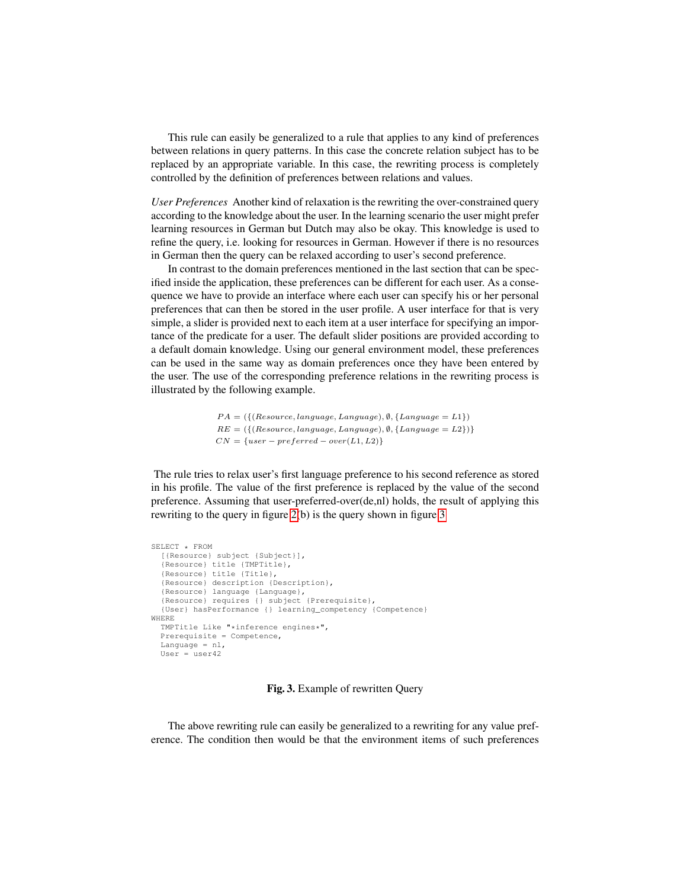This rule can easily be generalized to a rule that applies to any kind of preferences between relations in query patterns. In this case the concrete relation subject has to be replaced by an appropriate variable. In this case, the rewriting process is completely controlled by the definition of preferences between relations and values.

*User Preferences* Another kind of relaxation is the rewriting the over-constrained query according to the knowledge about the user. In the learning scenario the user might prefer learning resources in German but Dutch may also be okay. This knowledge is used to refine the query, i.e. looking for resources in German. However if there is no resources in German then the query can be relaxed according to user's second preference.

In contrast to the domain preferences mentioned in the last section that can be specified inside the application, these preferences can be different for each user. As a consequence we have to provide an interface where each user can specify his or her personal preferences that can then be stored in the user profile. A user interface for that is very simple, a slider is provided next to each item at a user interface for specifying an importance of the predicate for a user. The default slider positions are provided according to a default domain knowledge. Using our general environment model, these preferences can be used in the same way as domain preferences once they have been entered by the user. The use of the corresponding preference relations in the rewriting process is illustrated by the following example.

$$
\begin{aligned}
PA &= (\{(Resource, language, Language), \emptyset, \{Language = L1\}) \\
RE &= (\{(Resource, language, Language), \emptyset, \{Language = L2\})\} \\
CN &= \{user - preferred - over(L1, L2)\}
\end{aligned}
$$

The rule tries to relax user's first language preference to his second reference as stored in his profile. The value of the first preference is replaced by the value of the second preference. Assuming that user-preferred-over(de,nl) holds, the result of applying this rewriting to the query in figure 2(b) is the query shown in figure 3

```
SELECT * FROM
  [{Resource} subject {Subject}],
  {Resource} title {TMPTitle},
  {Resource} title {Title},
  {Resource} description {Description},
  {Resource} language {Language},
  {Resource} requires {} subject {Prerequisite},
  {User} hasPerformance {} learning_competency {Competence}
WHERE
  TMPTitle Like "*inference engines*",
  Prerequisite = Competence,
  Language = nl,
  User = user42
```

**Fig. 3.** Example of rewritten Query

The above rewriting rule can easily be generalized to a rewriting for any value preference. The condition then would be that the environment items of such preferences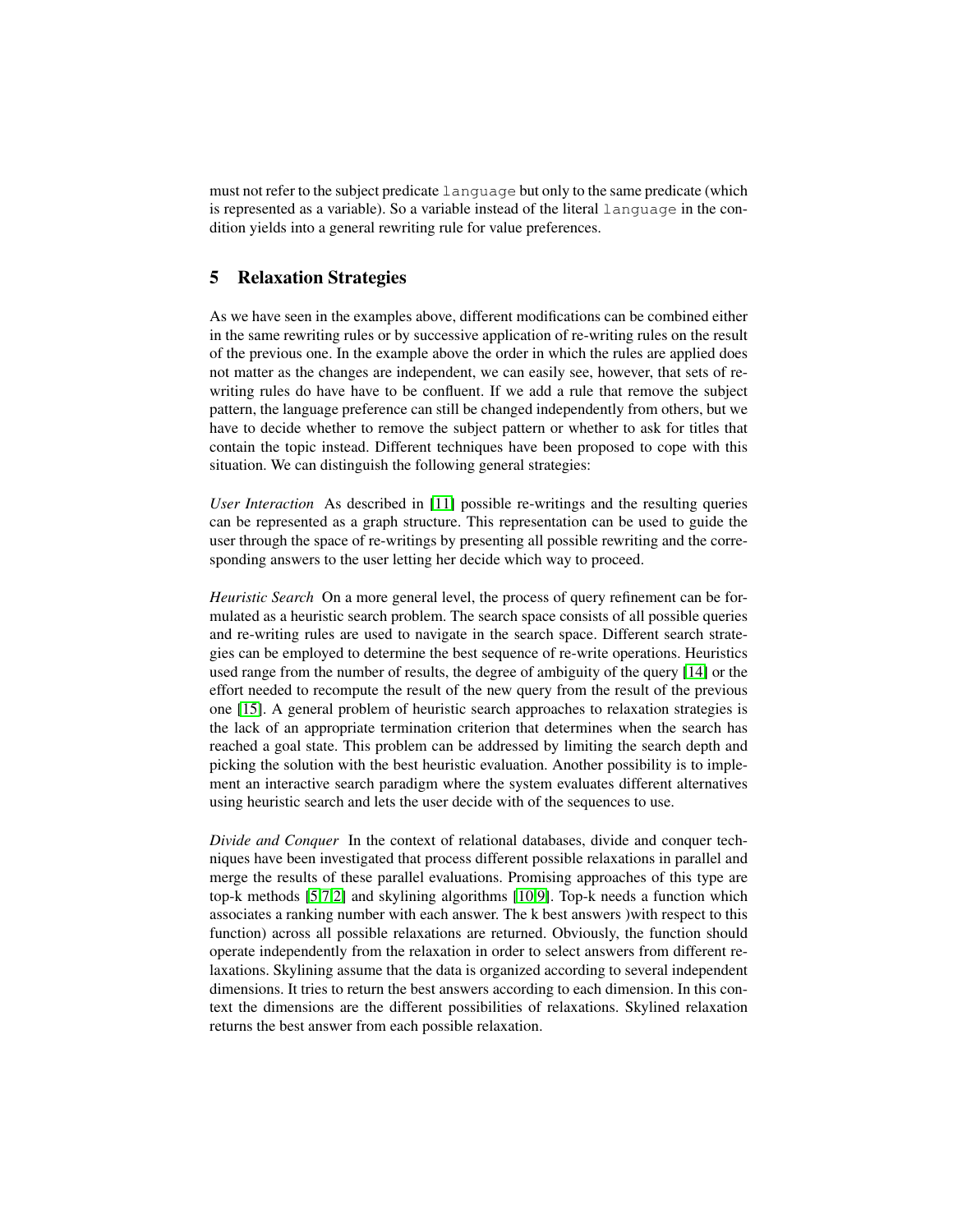must not refer to the subject predicate `language` but only to the same predicate (which is represented as a variable). So a variable instead of the literal `language` in the condition yields into a general rewriting rule for value preferences.

## 5 Relaxation Strategies

As we have seen in the examples above, different modifications can be combined either in the same rewriting rules or by successive application of re-writing rules on the result of the previous one. In the example above the order in which the rules are applied does not matter as the changes are independent, we can easily see, however, that sets of re-writing rules do have have to be confluent. If we add a rule that remove the subject pattern, the language preference can still be changed independently from others, but we have to decide whether to remove the subject pattern or whether to ask for titles that contain the topic instead. Different techniques have been proposed to cope with this situation. We can distinguish the following general strategies:

*User Interaction* As described in [11] possible re-writings and the resulting queries can be represented as a graph structure. This representation can be used to guide the user through the space of re-writings by presenting all possible rewriting and the corresponding answers to the user letting her decide which way to proceed.

*Heuristic Search* On a more general level, the process of query refinement can be formulated as a heuristic search problem. The search space consists of all possible queries and re-writing rules are used to navigate in the search space. Different search strategies can be employed to determine the best sequence of re-write operations. Heuristics used range from the number of results, the degree of ambiguity of the query [14] or the effort needed to recompute the result of the new query from the result of the previous one [15]. A general problem of heuristic search approaches to relaxation strategies is the lack of an appropriate termination criterion that determines when the search has reached a goal state. This problem can be addressed by limiting the search depth and picking the solution with the best heuristic evaluation. Another possibility is to implement an interactive search paradigm where the system evaluates different alternatives using heuristic search and lets the user decide with of the sequences to use.

*Divide and Conquer* In the context of relational databases, divide and conquer techniques have been investigated that process different possible relaxations in parallel and merge the results of these parallel evaluations. Promising approaches of this type are top-k methods [5,7,2] and skylining algorithms [10,9]. Top-k needs a function which associates a ranking number with each answer. The k best answers )with respect to this function) across all possible relaxations are returned. Obviously, the function should operate independently from the relaxation in order to select answers from different relaxations. Skylining assume that the data is organized according to several independent dimensions. It tries to return the best answers according to each dimension. In this context the dimensions are the different possibilities of relaxations. Skylined relaxation returns the best answer from each possible relaxation.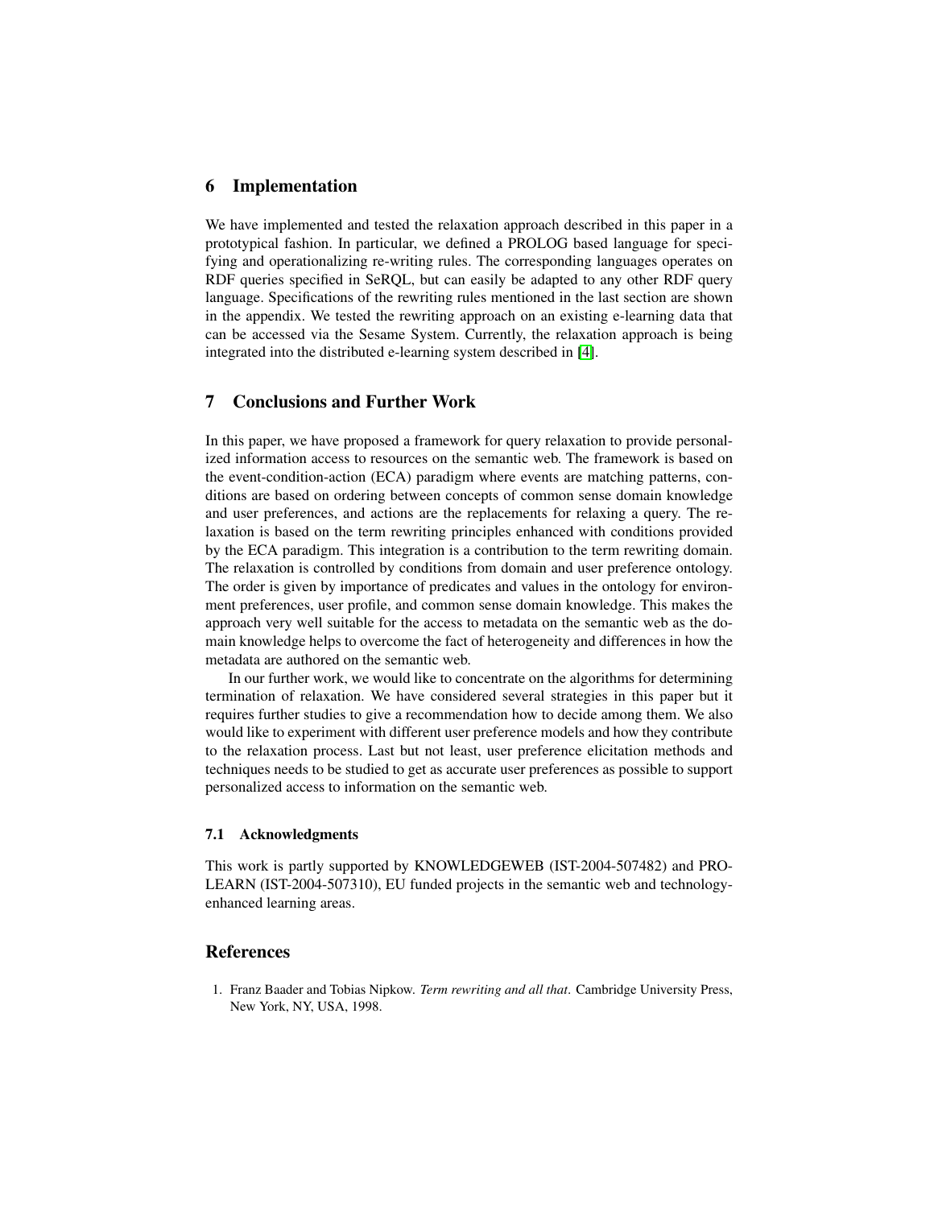## 6 Implementation

We have implemented and tested the relaxation approach described in this paper in a prototypical fashion. In particular, we defined a PROLOG based language for specifying and operationalizing re-writing rules. The corresponding languages operates on RDF queries specified in SeRQL, but can easily be adapted to any other RDF query language. Specifications of the rewriting rules mentioned in the last section are shown in the appendix. We tested the rewriting approach on an existing e-learning data that can be accessed via the Sesame System. Currently, the relaxation approach is being integrated into the distributed e-learning system described in [4].

## 7 Conclusions and Further Work

In this paper, we have proposed a framework for query relaxation to provide personalized information access to resources on the semantic web. The framework is based on the event-condition-action (ECA) paradigm where events are matching patterns, conditions are based on ordering between concepts of common sense domain knowledge and user preferences, and actions are the replacements for relaxing a query. The relaxation is based on the term rewriting principles enhanced with conditions provided by the ECA paradigm. This integration is a contribution to the term rewriting domain. The relaxation is controlled by conditions from domain and user preference ontology. The order is given by importance of predicates and values in the ontology for environment preferences, user profile, and common sense domain knowledge. This makes the approach very well suitable for the access to metadata on the semantic web as the domain knowledge helps to overcome the fact of heterogeneity and differences in how the metadata are authored on the semantic web.

In our further work, we would like to concentrate on the algorithms for determining termination of relaxation. We have considered several strategies in this paper but it requires further studies to give a recommendation how to decide among them. We also would like to experiment with different user preference models and how they contribute to the relaxation process. Last but not least, user preference elicitation methods and techniques needs to be studied to get as accurate user preferences as possible to support personalized access to information on the semantic web.

### 7.1 Acknowledgments

This work is partly supported by KNOWLEDGEWEB (IST-2004-507482) and PROLEARN (IST-2004-507310), EU funded projects in the semantic web and technology-enhanced learning areas.

## References

1. Franz Baader and Tobias Nipkow. *Term rewriting and all that*. Cambridge University Press, New York, NY, USA, 1998.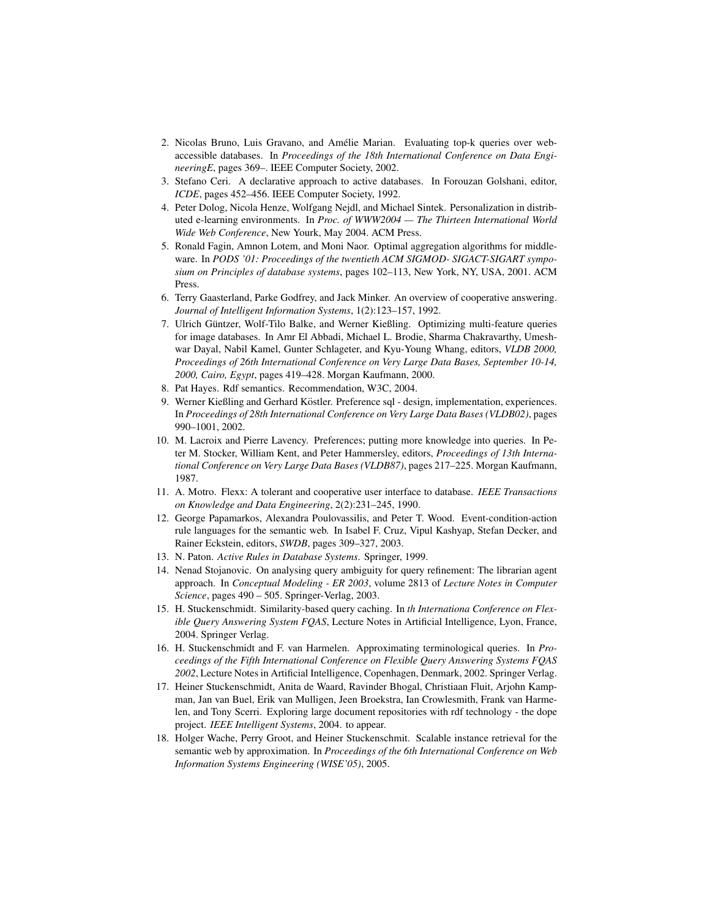2. Nicolas Bruno, Luis Gravano, and Amélie Marian. Evaluating top-k queries over web-accessible databases. In *Proceedings of the 18th International Conference on Data EngineeringE*, pages 369–. IEEE Computer Society, 2002.
3. Stefano Ceri. A declarative approach to active databases. In Forouzan Golshani, editor, *ICDE*, pages 452–456. IEEE Computer Society, 1992.
4. Peter Dolog, Nicola Henze, Wolfgang Nejdl, and Michael Sintek. Personalization in distributed e-learning environments. In *Proc. of WWW2004 — The Thirteen International World Wide Web Conference*, New Yourk, May 2004. ACM Press.
5. Ronald Fagin, Amnon Lotem, and Moni Naor. Optimal aggregation algorithms for middleware. In *PODS '01: Proceedings of the twentieth ACM SIGMOD- SIGACT-SIGART symposium on Principles of database systems*, pages 102–113, New York, NY, USA, 2001. ACM Press.
6. Terry Gaasterland, Parke Godfrey, and Jack Minker. An overview of cooperative answering. *Journal of Intelligent Information Systems*, 1(2):123–157, 1992.
7. Ulrich Güntzer, Wolf-Tilo Balke, and Werner Kießling. Optimizing multi-feature queries for image databases. In Amr El Abbadi, Michael L. Brodie, Sharma Chakravarthy, Umeshwar Dayal, Nabil Kamel, Gunter Schlageter, and Kyu-Young Whang, editors, *VLDB 2000, Proceedings of 26th International Conference on Very Large Data Bases, September 10-14, 2000, Cairo, Egypt*, pages 419–428. Morgan Kaufmann, 2000.
8. Pat Hayes. Rdf semantics. Recommendation, W3C, 2004.
9. Werner Kießling and Gerhard Köstler. Preference sql - design, implementation, experiences. In *Proceedings of 28th International Conference on Very Large Data Bases (VLDB02)*, pages 990–1001, 2002.
10. M. Lacroix and Pierre Lavency. Preferences; putting more knowledge into queries. In Peter M. Stocker, William Kent, and Peter Hammersley, editors, *Proceedings of 13th International Conference on Very Large Data Bases (VLDB87)*, pages 217–225. Morgan Kaufmann, 1987.
11. A. Motro. Flexx: A tolerant and cooperative user interface to database. *IEEE Transactions on Knowledge and Data Engineering*, 2(2):231–245, 1990.
12. George Papamarkos, Alexandra Poulovassilis, and Peter T. Wood. Event-condition-action rule languages for the semantic web. In Isabel F. Cruz, Vipul Kashyap, Stefan Decker, and Rainer Eckstein, editors, *SWDB*, pages 309–327, 2003.
13. N. Paton. *Active Rules in Database Systems*. Springer, 1999.
14. Nenad Stojanovic. On analysing query ambiguity for query refinement: The librarian agent approach. In *Conceptual Modeling - ER 2003*, volume 2813 of *Lecture Notes in Computer Science*, pages 490 – 505. Springer-Verlag, 2003.
15. H. Stuckenschmidt. Similarity-based query caching. In *th Internationa Conference on Flexible Query Answering System FQAS*, Lecture Notes in Artificial Intelligence, Lyon, France, 2004. Springer Verlag.
16. H. Stuckenschmidt and F. van Harmelen. Approximating terminological queries. In *Proceedings of the Fifth International Conference on Flexible Query Answering Systems FQAS 2002*, Lecture Notes in Artificial Intelligence, Copenhagen, Denmark, 2002. Springer Verlag.
17. Heiner Stuckenschmidt, Anita de Waard, Ravinder Bhogal, Christiaan Fluit, Arjohn Kampman, Jan van Buel, Erik van Mulligen, Jeen Broekstra, Ian Crowlesmith, Frank van Harmelen, and Tony Scerri. Exploring large document repositories with rdf technology - the dope project. *IEEE Intelligent Systems*, 2004. to appear.
18. Holger Wache, Perry Groot, and Heiner Stuckenschmit. Scalable instance retrieval for the semantic web by approximation. In *Proceedings of the 6th International Conference on Web Information Systems Engineering (WISE'05)*, 2005.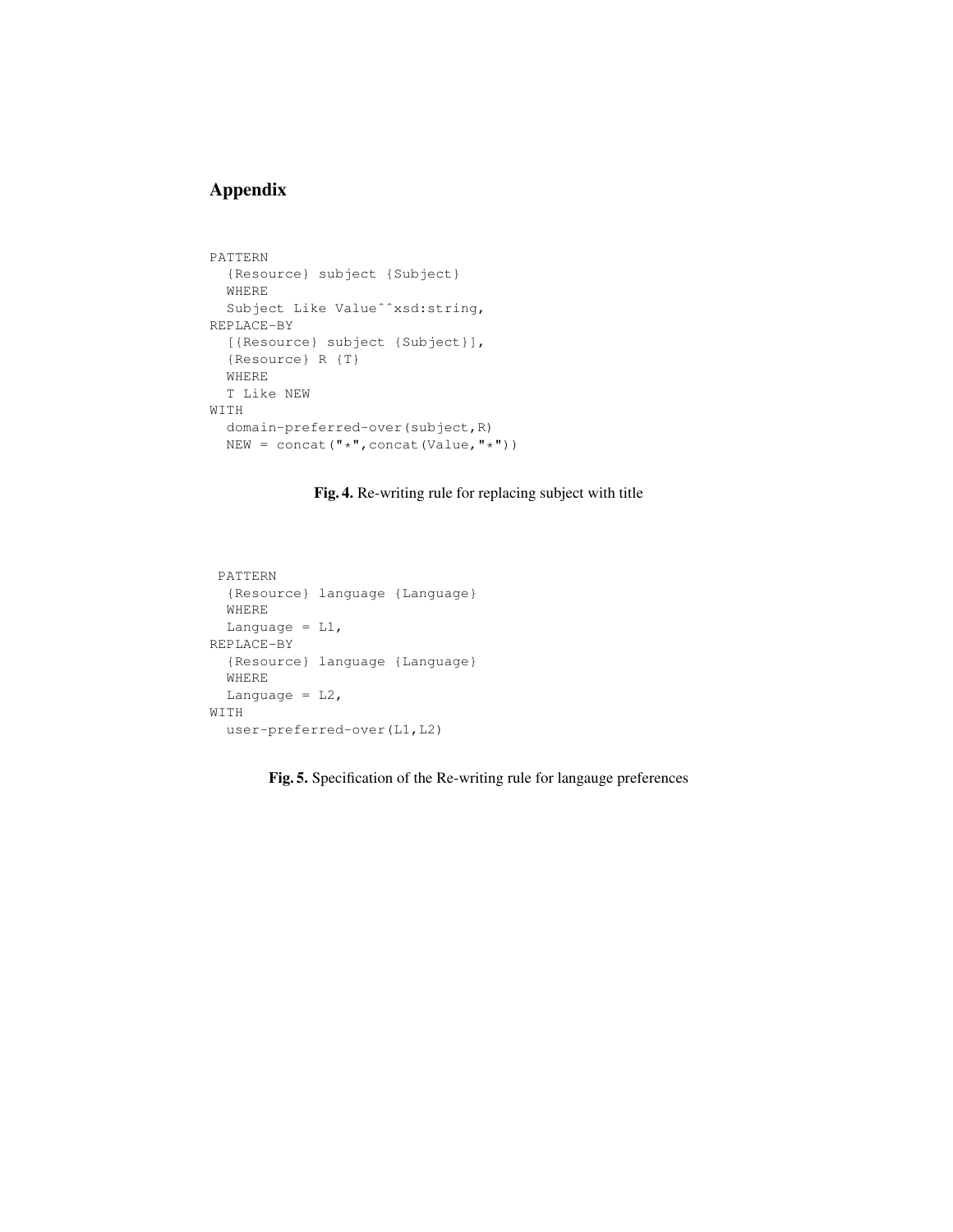## Appendix

```
PATTERN
  {Resource} subject {Subject}
  WHERE
  Subject Like Value^^xsd:string,
REPLACE-BY
  [{Resource} subject {Subject}],
  {Resource} R {T}
  WHERE
  T Like NEW
WITH
  domain-preferred-over(subject,R)
  NEW = concat("*",concat(Value,"*"))
```

**Fig. 4.** Re-writing rule for replacing subject with title

```
 PATTERN
  {Resource} language {Language}
  WHERE
  Language = L1,
REPLACE-BY
  {Resource} language {Language}
  WHERE
  Language = L2,
WITH
  user-preferred-over(L1,L2)
```

**Fig. 5.** Specification of the Re-writing rule for langauge preferences